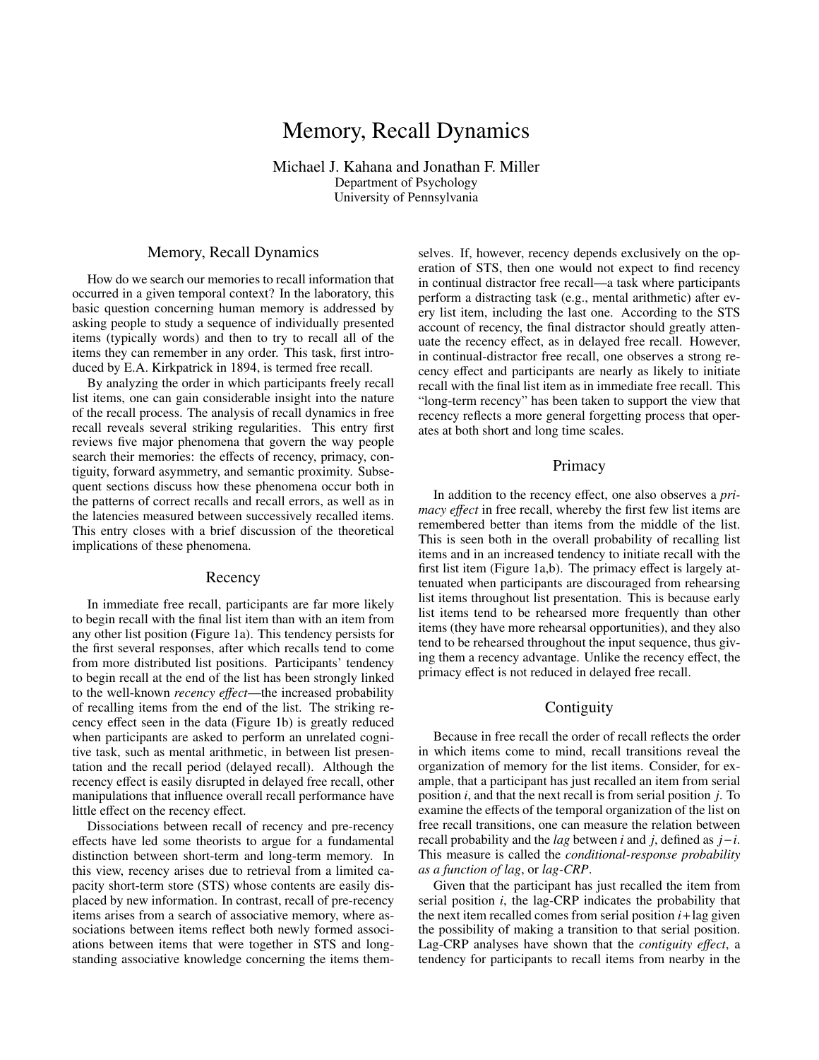# Memory, Recall Dynamics

Michael J. Kahana and Jonathan F. Miller
Department of Psychology
University of Pennsylvania

## Memory, Recall Dynamics

How do we search our memories to recall information that occurred in a given temporal context? In the laboratory, this basic question concerning human memory is addressed by asking people to study a sequence of individually presented items (typically words) and then to try to recall all of the items they can remember in any order. This task, first introduced by E.A. Kirkpatrick in 1894, is termed free recall.

By analyzing the order in which participants freely recall list items, one can gain considerable insight into the nature of the recall process. The analysis of recall dynamics in free recall reveals several striking regularities. This entry first reviews five major phenomena that govern the way people search their memories: the effects of recency, primacy, contiguity, forward asymmetry, and semantic proximity. Subsequent sections discuss how these phenomena occur both in the patterns of correct recalls and recall errors, as well as in the latencies measured between successively recalled items. This entry closes with a brief discussion of the theoretical implications of these phenomena.

## Recency

In immediate free recall, participants are far more likely to begin recall with the final list item than with an item from any other list position (Figure 1a). This tendency persists for the first several responses, after which recalls tend to come from more distributed list positions. Participants' tendency to begin recall at the end of the list has been strongly linked to the well-known *recency effect*—the increased probability of recalling items from the end of the list. The striking recency effect seen in the data (Figure 1b) is greatly reduced when participants are asked to perform an unrelated cognitive task, such as mental arithmetic, in between list presentation and the recall period (delayed recall). Although the recency effect is easily disrupted in delayed free recall, other manipulations that influence overall recall performance have little effect on the recency effect.

Dissociations between recall of recency and pre-recency effects have led some theorists to argue for a fundamental distinction between short-term and long-term memory. In this view, recency arises due to retrieval from a limited capacity short-term store (STS) whose contents are easily displaced by new information. In contrast, recall of pre-recency items arises from a search of associative memory, where associations between items reflect both newly formed associations between items that were together in STS and long-standing associative knowledge concerning the items themselves. If, however, recency depends exclusively on the operation of STS, then one would not expect to find recency in continual distractor free recall—a task where participants perform a distracting task (e.g., mental arithmetic) after every list item, including the last one. According to the STS account of recency, the final distractor should greatly attenuate the recency effect, as in delayed free recall. However, in continual-distractor free recall, one observes a strong recency effect and participants are nearly as likely to initiate recall with the final list item as in immediate free recall. This "long-term recency" has been taken to support the view that recency reflects a more general forgetting process that operates at both short and long time scales.

## Primacy

In addition to the recency effect, one also observes a *primacy effect* in free recall, whereby the first few list items are remembered better than items from the middle of the list. This is seen both in the overall probability of recalling list items and in an increased tendency to initiate recall with the first list item (Figure 1a,b). The primacy effect is largely attenuated when participants are discouraged from rehearsing list items throughout list presentation. This is because early list items tend to be rehearsed more frequently than other items (they have more rehearsal opportunities), and they also tend to be rehearsed throughout the input sequence, thus giving them a recency advantage. Unlike the recency effect, the primacy effect is not reduced in delayed free recall.

## Contiguity

Because in free recall the order of recall reflects the order in which items come to mind, recall transitions reveal the organization of memory for the list items. Consider, for example, that a participant has just recalled an item from serial position $i$, and that the next recall is from serial position $j$. To examine the effects of the temporal organization of the list on free recall transitions, one can measure the relation between recall probability and the *lag* between $i$ and $j$, defined as $j-i$. This measure is called the *conditional-response probability as a function of lag*, or *lag-CRP*.

Given that the participant has just recalled the item from serial position $i$, the lag-CRP indicates the probability that the next item recalled comes from serial position $i+\text{lag}$ given the possibility of making a transition to that serial position. Lag-CRP analyses have shown that the *contiguity effect*, a tendency for participants to recall items from nearby in the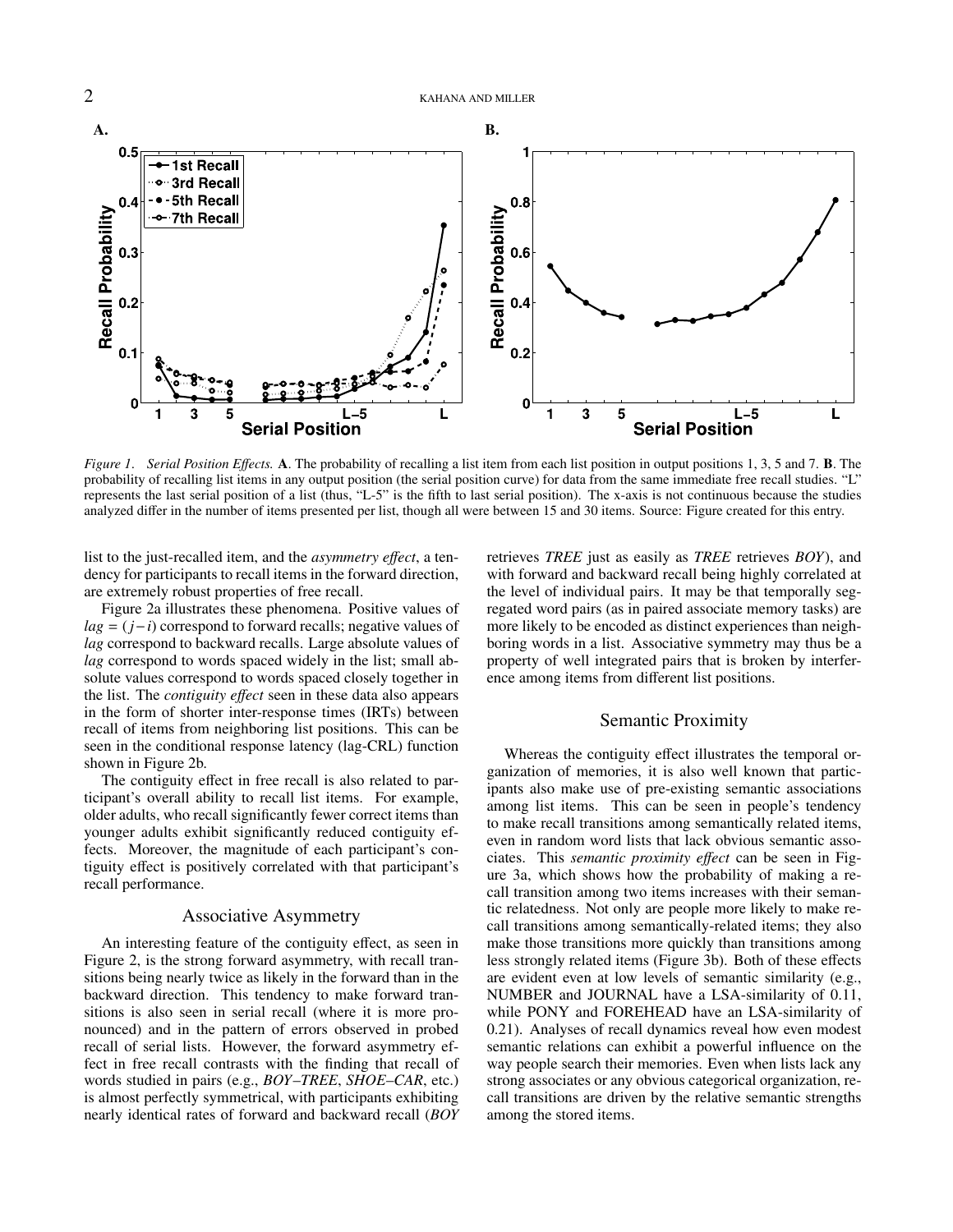*Figure 1*. *Serial Position Effects.* **A**. The probability of recalling a list item from each list position in output positions 1, 3, 5 and 7. **B**. The probability of recalling list items in any output position (the serial position curve) for data from the same immediate free recall studies. "L" represents the last serial position of a list (thus, "L-5" is the fifth to last serial position). The x-axis is not continuous because the studies analyzed differ in the number of items presented per list, though all were between 15 and 30 items. Source: Figure created for this entry.

list to the just-recalled item, and the *asymmetry effect*, a tendency for participants to recall items in the forward direction, are extremely robust properties of free recall.

Figure 2a illustrates these phenomena. Positive values of $lag = (j-i)$ correspond to forward recalls; negative values of *lag* correspond to backward recalls. Large absolute values of *lag* correspond to words spaced widely in the list; small absolute values correspond to words spaced closely together in the list. The *contiguity effect* seen in these data also appears in the form of shorter inter-response times (IRTs) between recall of items from neighboring list positions. This can be seen in the conditional response latency (lag-CRL) function shown in Figure 2b.

The contiguity effect in free recall is also related to participant's overall ability to recall list items. For example, older adults, who recall significantly fewer correct items than younger adults exhibit significantly reduced contiguity effects. Moreover, the magnitude of each participant's contiguity effect is positively correlated with that participant's recall performance.

## Associative Asymmetry

An interesting feature of the contiguity effect, as seen in Figure 2, is the strong forward asymmetry, with recall transitions being nearly twice as likely in the forward than in the backward direction. This tendency to make forward transitions is also seen in serial recall (where it is more pronounced) and in the pattern of errors observed in probed recall of serial lists. However, the forward asymmetry effect in free recall contrasts with the finding that recall of words studied in pairs (e.g., *BOY–TREE*, *SHOE–CAR*, etc.) is almost perfectly symmetrical, with participants exhibiting nearly identical rates of forward and backward recall (*BOY* retrieves *TREE* just as easily as *TREE* retrieves *BOY*), and with forward and backward recall being highly correlated at the level of individual pairs. It may be that temporally segregated word pairs (as in paired associate memory tasks) are more likely to be encoded as distinct experiences than neighboring words in a list. Associative symmetry may thus be a property of well integrated pairs that is broken by interference among items from different list positions.

## Semantic Proximity

Whereas the contiguity effect illustrates the temporal organization of memories, it is also well known that participants also make use of pre-existing semantic associations among list items. This can be seen in people's tendency to make recall transitions among semantically related items, even in random word lists that lack obvious semantic associates. This *semantic proximity effect* can be seen in Figure 3a, which shows how the probability of making a recall transition among two items increases with their semantic relatedness. Not only are people more likely to make recall transitions among semantically-related items; they also make those transitions more quickly than transitions among less strongly related items (Figure 3b). Both of these effects are evident even at low levels of semantic similarity (e.g., NUMBER and JOURNAL have a LSA-similarity of 0.11, while PONY and FOREHEAD have an LSA-similarity of 0.21). Analyses of recall dynamics reveal how even modest semantic relations can exhibit a powerful influence on the way people search their memories. Even when lists lack any strong associates or any obvious categorical organization, recall transitions are driven by the relative semantic strengths among the stored items.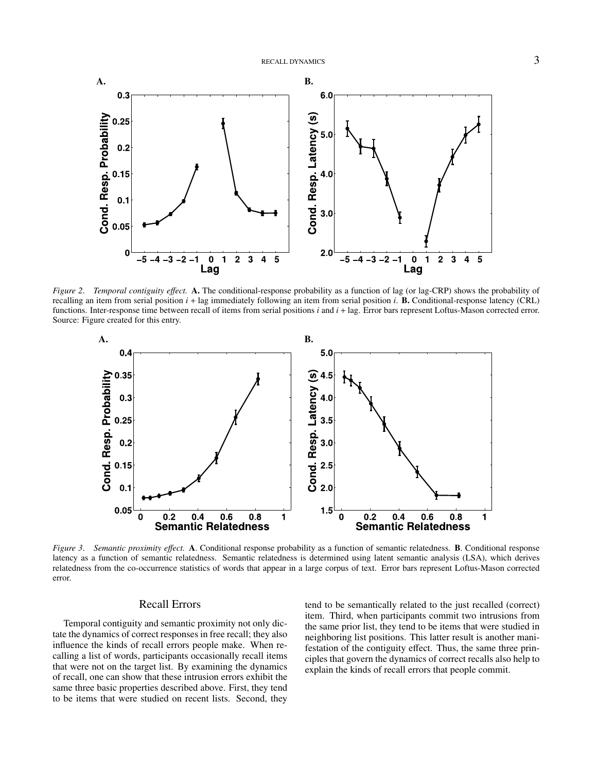*Figure 2*. *Temporal contiguity effect.* **A.** The conditional-response probability as a function of lag (or lag-CRP) shows the probability of recalling an item from serial position $i$ + lag immediately following an item from serial position $i$. **B.** Conditional-response latency (CRL) functions. Inter-response time between recall of items from serial positions $i$ and $i$ + lag. Error bars represent Loftus-Mason corrected error. Source: Figure created for this entry.

*Figure 3*. *Semantic proximity effect.* **A**. Conditional response probability as a function of semantic relatedness. **B**. Conditional response latency as a function of semantic relatedness. Semantic relatedness is determined using latent semantic analysis (LSA), which derives relatedness from the co-occurrence statistics of words that appear in a large corpus of text. Error bars represent Loftus-Mason corrected error.

## Recall Errors

Temporal contiguity and semantic proximity not only dictate the dynamics of correct responses in free recall; they also influence the kinds of recall errors people make. When recalling a list of words, participants occasionally recall items that were not on the target list. By examining the dynamics of recall, one can show that these intrusion errors exhibit the same three basic properties described above. First, they tend to be items that were studied on recent lists. Second, they tend to be semantically related to the just recalled (correct) item. Third, when participants commit two intrusions from the same prior list, they tend to be items that were studied in neighboring list positions. This latter result is another manifestation of the contiguity effect. Thus, the same three principles that govern the dynamics of correct recalls also help to explain the kinds of recall errors that people commit.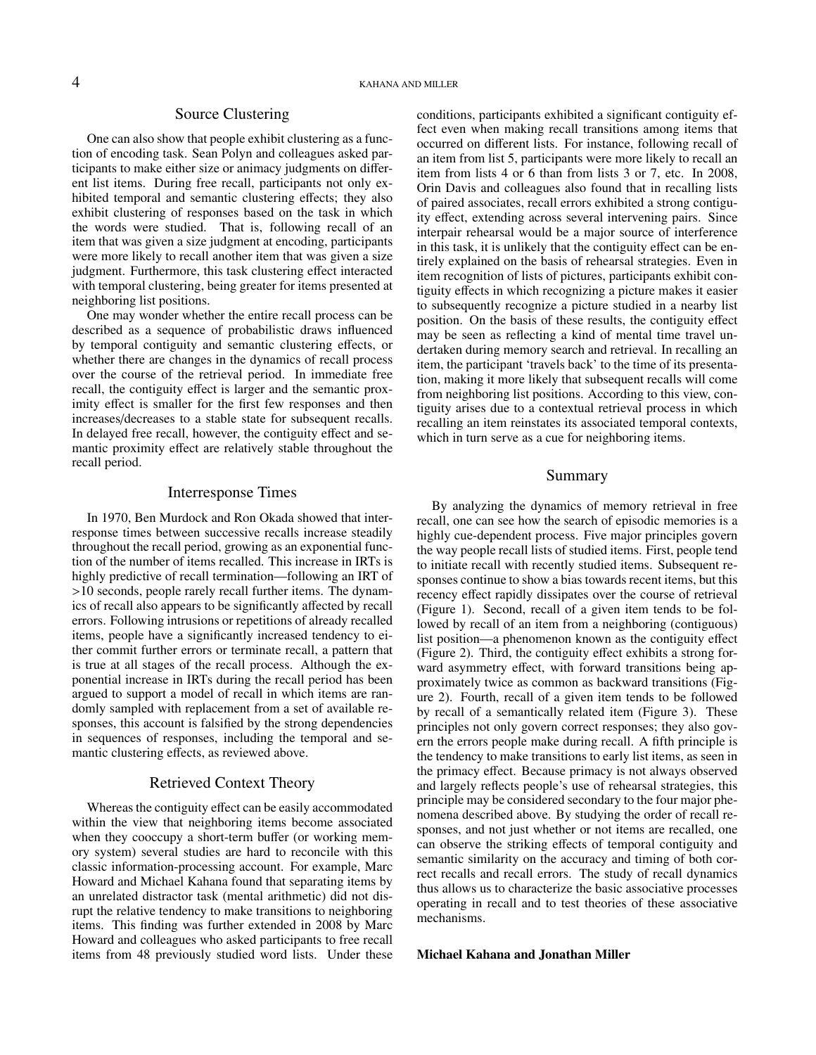## Source Clustering

One can also show that people exhibit clustering as a function of encoding task. Sean Polyn and colleagues asked participants to make either size or animacy judgments on different list items. During free recall, participants not only exhibited temporal and semantic clustering effects; they also exhibit clustering of responses based on the task in which the words were studied. That is, following recall of an item that was given a size judgment at encoding, participants were more likely to recall another item that was given a size judgment. Furthermore, this task clustering effect interacted with temporal clustering, being greater for items presented at neighboring list positions.

One may wonder whether the entire recall process can be described as a sequence of probabilistic draws influenced by temporal contiguity and semantic clustering effects, or whether there are changes in the dynamics of recall process over the course of the retrieval period. In immediate free recall, the contiguity effect is larger and the semantic proximity effect is smaller for the first few responses and then increases/decreases to a stable state for subsequent recalls. In delayed free recall, however, the contiguity effect and semantic proximity effect are relatively stable throughout the recall period.

## Interresponse Times

In 1970, Ben Murdock and Ron Okada showed that interresponse times between successive recalls increase steadily throughout the recall period, growing as an exponential function of the number of items recalled. This increase in IRTs is highly predictive of recall termination—following an IRT of >10 seconds, people rarely recall further items. The dynamics of recall also appears to be significantly affected by recall errors. Following intrusions or repetitions of already recalled items, people have a significantly increased tendency to either commit further errors or terminate recall, a pattern that is true at all stages of the recall process. Although the exponential increase in IRTs during the recall period has been argued to support a model of recall in which items are randomly sampled with replacement from a set of available responses, this account is falsified by the strong dependencies in sequences of responses, including the temporal and semantic clustering effects, as reviewed above.

## Retrieved Context Theory

Whereas the contiguity effect can be easily accommodated within the view that neighboring items become associated when they cooccupy a short-term buffer (or working memory system) several studies are hard to reconcile with this classic information-processing account. For example, Marc Howard and Michael Kahana found that separating items by an unrelated distractor task (mental arithmetic) did not disrupt the relative tendency to make transitions to neighboring items. This finding was further extended in 2008 by Marc Howard and colleagues who asked participants to free recall items from 48 previously studied word lists. Under these conditions, participants exhibited a significant contiguity effect even when making recall transitions among items that occurred on different lists. For instance, following recall of an item from list 5, participants were more likely to recall an item from lists 4 or 6 than from lists 3 or 7, etc. In 2008, Orin Davis and colleagues also found that in recalling lists of paired associates, recall errors exhibited a strong contiguity effect, extending across several intervening pairs. Since interpair rehearsal would be a major source of interference in this task, it is unlikely that the contiguity effect can be entirely explained on the basis of rehearsal strategies. Even in item recognition of lists of pictures, participants exhibit contiguity effects in which recognizing a picture makes it easier to subsequently recognize a picture studied in a nearby list position. On the basis of these results, the contiguity effect may be seen as reflecting a kind of mental time travel undertaken during memory search and retrieval. In recalling an item, the participant 'travels back' to the time of its presentation, making it more likely that subsequent recalls will come from neighboring list positions. According to this view, contiguity arises due to a contextual retrieval process in which recalling an item reinstates its associated temporal contexts, which in turn serve as a cue for neighboring items.

## Summary

By analyzing the dynamics of memory retrieval in free recall, one can see how the search of episodic memories is a highly cue-dependent process. Five major principles govern the way people recall lists of studied items. First, people tend to initiate recall with recently studied items. Subsequent responses continue to show a bias towards recent items, but this recency effect rapidly dissipates over the course of retrieval (Figure 1). Second, recall of a given item tends to be followed by recall of an item from a neighboring (contiguous) list position—a phenomenon known as the contiguity effect (Figure 2). Third, the contiguity effect exhibits a strong forward asymmetry effect, with forward transitions being approximately twice as common as backward transitions (Figure 2). Fourth, recall of a given item tends to be followed by recall of a semantically related item (Figure 3). These principles not only govern correct responses; they also govern the errors people make during recall. A fifth principle is the tendency to make transitions to early list items, as seen in the primacy effect. Because primacy is not always observed and largely reflects people's use of rehearsal strategies, this principle may be considered secondary to the four major phenomena described above. By studying the order of recall responses, and not just whether or not items are recalled, one can observe the striking effects of temporal contiguity and semantic similarity on the accuracy and timing of both correct recalls and recall errors. The study of recall dynamics thus allows us to characterize the basic associative processes operating in recall and to test theories of these associative mechanisms.

**Michael Kahana and Jonathan Miller**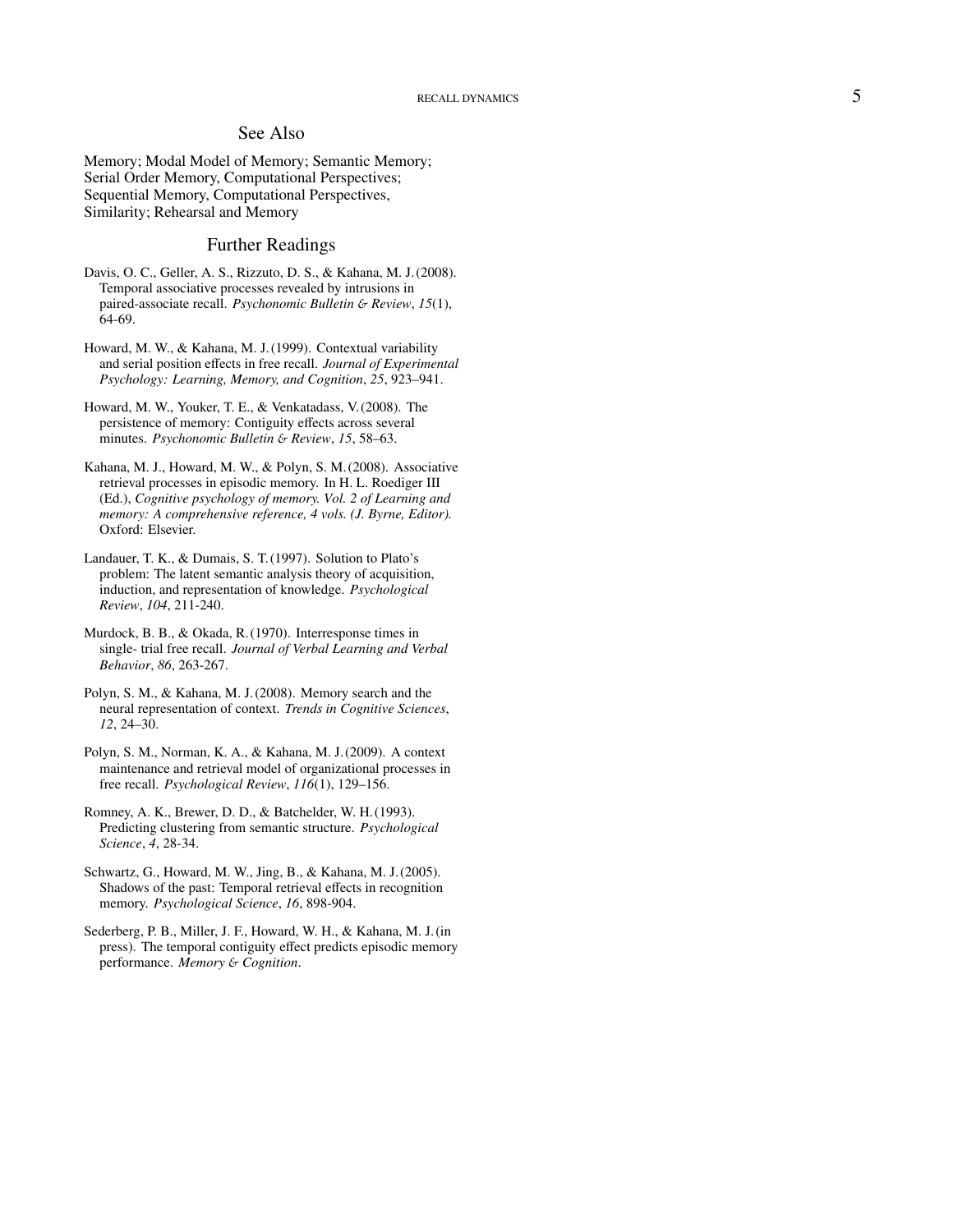## See Also

Memory; Modal Model of Memory; Semantic Memory; Serial Order Memory, Computational Perspectives; Sequential Memory, Computational Perspectives, Similarity; Rehearsal and Memory

## Further Readings

Davis, O. C., Geller, A. S., Rizzuto, D. S., & Kahana, M. J. (2008). Temporal associative processes revealed by intrusions in paired-associate recall. *Psychonomic Bulletin & Review*, *15*(1), 64-69.

Howard, M. W., & Kahana, M. J. (1999). Contextual variability and serial position effects in free recall. *Journal of Experimental Psychology: Learning, Memory, and Cognition*, *25*, 923–941.

Howard, M. W., Youker, T. E., & Venkatadass, V. (2008). The persistence of memory: Contiguity effects across several minutes. *Psychonomic Bulletin & Review*, *15*, 58–63.

Kahana, M. J., Howard, M. W., & Polyn, S. M. (2008). Associative retrieval processes in episodic memory. In H. L. Roediger III (Ed.), *Cognitive psychology of memory. Vol. 2 of Learning and memory: A comprehensive reference, 4 vols. (J. Byrne, Editor).* Oxford: Elsevier.

Landauer, T. K., & Dumais, S. T. (1997). Solution to Plato's problem: The latent semantic analysis theory of acquisition, induction, and representation of knowledge. *Psychological Review*, *104*, 211-240.

Murdock, B. B., & Okada, R. (1970). Interresponse times in single- trial free recall. *Journal of Verbal Learning and Verbal Behavior*, *86*, 263-267.

Polyn, S. M., & Kahana, M. J. (2008). Memory search and the neural representation of context. *Trends in Cognitive Sciences*, *12*, 24–30.

Polyn, S. M., Norman, K. A., & Kahana, M. J. (2009). A context maintenance and retrieval model of organizational processes in free recall. *Psychological Review*, *116*(1), 129–156.

Romney, A. K., Brewer, D. D., & Batchelder, W. H. (1993). Predicting clustering from semantic structure. *Psychological Science*, *4*, 28-34.

Schwartz, G., Howard, M. W., Jing, B., & Kahana, M. J. (2005). Shadows of the past: Temporal retrieval effects in recognition memory. *Psychological Science*, *16*, 898-904.

Sederberg, P. B., Miller, J. F., Howard, W. H., & Kahana, M. J. (in press). The temporal contiguity effect predicts episodic memory performance. *Memory & Cognition*.